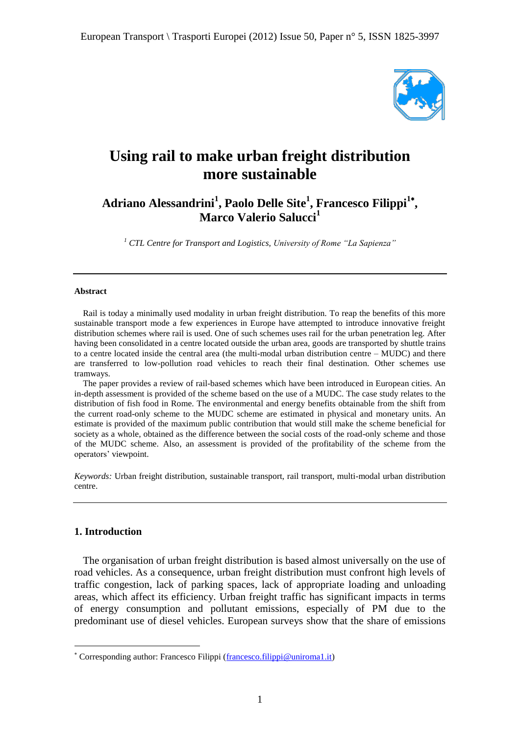# Using rail to make urban freight distribution more sustainable

**Adriano Alessandrini[1], Paolo Delle Site[1], Francesco Filippi[1*], Marco Valerio Salucci[1]**

[1] *CTL Centre for Transport and Logistics, University of Rome "La Sapienza"*

---

**Abstract**

Rail is today a minimally used modality in urban freight distribution. To reap the benefits of this more sustainable transport mode a few experiences in Europe have attempted to introduce innovative freight distribution schemes where rail is used. One of such schemes uses rail for the urban penetration leg. After having been consolidated in a centre located outside the urban area, goods are transported by shuttle trains to a centre located inside the central area (the multi-modal urban distribution centre – MUDC) and there are transferred to low-pollution road vehicles to reach their final destination. Other schemes use tramways.

The paper provides a review of rail-based schemes which have been introduced in European cities. An in-depth assessment is provided of the scheme based on the use of a MUDC. The case study relates to the distribution of fish food in Rome. The environmental and energy benefits obtainable from the shift from the current road-only scheme to the MUDC scheme are estimated in physical and monetary units. An estimate is provided of the maximum public contribution that would still make the scheme beneficial for society as a whole, obtained as the difference between the social costs of the road-only scheme and those of the MUDC scheme. Also, an assessment is provided of the profitability of the scheme from the operators' viewpoint.

*Keywords:* Urban freight distribution, sustainable transport, rail transport, multi-modal urban distribution centre.

---

## 1. Introduction

The organisation of urban freight distribution is based almost universally on the use of road vehicles. As a consequence, urban freight distribution must confront high levels of traffic congestion, lack of parking spaces, lack of appropriate loading and unloading areas, which affect its efficiency. Urban freight traffic has significant impacts in terms of energy consumption and pollutant emissions, especially of PM due to the predominant use of diesel vehicles. European surveys show that the share of emissions

---

[*] Corresponding author: Francesco Filippi (francesco.filippi@uniroma1.it)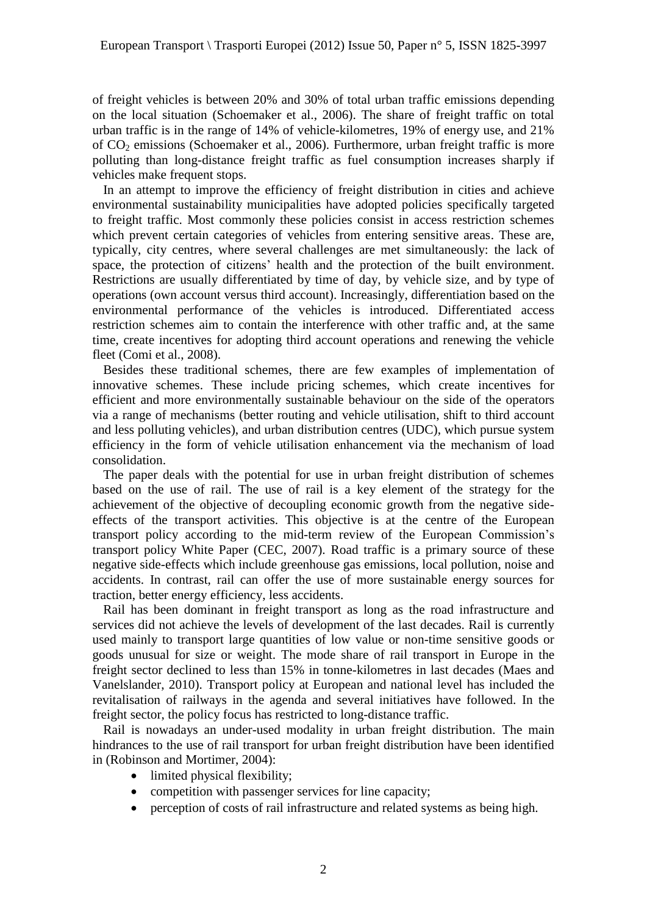of freight vehicles is between 20% and 30% of total urban traffic emissions depending on the local situation (Schoemaker et al., 2006). The share of freight traffic on total urban traffic is in the range of 14% of vehicle-kilometres, 19% of energy use, and 21% of $CO_2$ emissions (Schoemaker et al., 2006). Furthermore, urban freight traffic is more polluting than long-distance freight traffic as fuel consumption increases sharply if vehicles make frequent stops.

In an attempt to improve the efficiency of freight distribution in cities and achieve environmental sustainability municipalities have adopted policies specifically targeted to freight traffic. Most commonly these policies consist in access restriction schemes which prevent certain categories of vehicles from entering sensitive areas. These are, typically, city centres, where several challenges are met simultaneously: the lack of space, the protection of citizens' health and the protection of the built environment. Restrictions are usually differentiated by time of day, by vehicle size, and by type of operations (own account versus third account). Increasingly, differentiation based on the environmental performance of the vehicles is introduced. Differentiated access restriction schemes aim to contain the interference with other traffic and, at the same time, create incentives for adopting third account operations and renewing the vehicle fleet (Comi et al., 2008).

Besides these traditional schemes, there are few examples of implementation of innovative schemes. These include pricing schemes, which create incentives for efficient and more environmentally sustainable behaviour on the side of the operators via a range of mechanisms (better routing and vehicle utilisation, shift to third account and less polluting vehicles), and urban distribution centres (UDC), which pursue system efficiency in the form of vehicle utilisation enhancement via the mechanism of load consolidation.

The paper deals with the potential for use in urban freight distribution of schemes based on the use of rail. The use of rail is a key element of the strategy for the achievement of the objective of decoupling economic growth from the negative side-effects of the transport activities. This objective is at the centre of the European transport policy according to the mid-term review of the European Commission's transport policy White Paper (CEC, 2007). Road traffic is a primary source of these negative side-effects which include greenhouse gas emissions, local pollution, noise and accidents. In contrast, rail can offer the use of more sustainable energy sources for traction, better energy efficiency, less accidents.

Rail has been dominant in freight transport as long as the road infrastructure and services did not achieve the levels of development of the last decades. Rail is currently used mainly to transport large quantities of low value or non-time sensitive goods or goods unusual for size or weight. The mode share of rail transport in Europe in the freight sector declined to less than 15% in tonne-kilometres in last decades (Maes and Vanelslander, 2010). Transport policy at European and national level has included the revitalisation of railways in the agenda and several initiatives have followed. In the freight sector, the policy focus has restricted to long-distance traffic.

Rail is nowadays an under-used modality in urban freight distribution. The main hindrances to the use of rail transport for urban freight distribution have been identified in (Robinson and Mortimer, 2004):

- limited physical flexibility;
- competition with passenger services for line capacity;
- perception of costs of rail infrastructure and related systems as being high.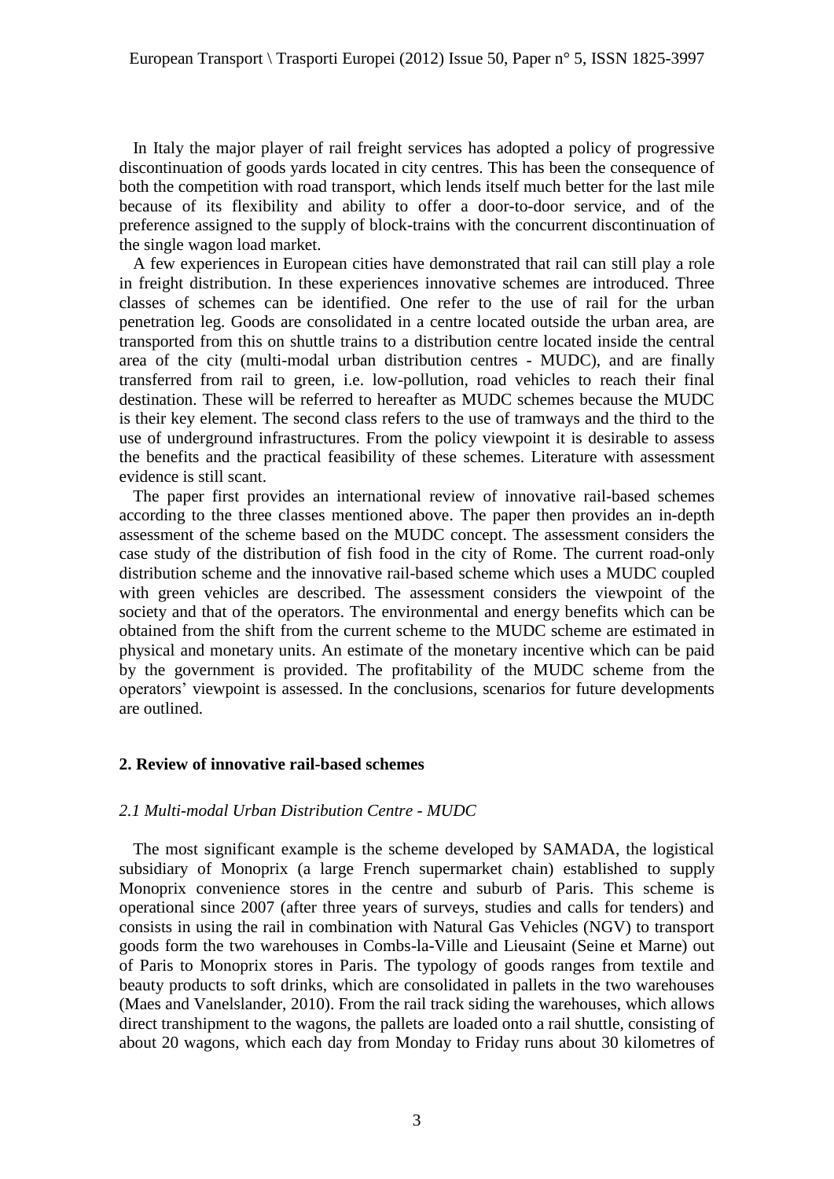In Italy the major player of rail freight services has adopted a policy of progressive discontinuation of goods yards located in city centres. This has been the consequence of both the competition with road transport, which lends itself much better for the last mile because of its flexibility and ability to offer a door-to-door service, and of the preference assigned to the supply of block-trains with the concurrent discontinuation of the single wagon load market.

A few experiences in European cities have demonstrated that rail can still play a role in freight distribution. In these experiences innovative schemes are introduced. Three classes of schemes can be identified. One refer to the use of rail for the urban penetration leg. Goods are consolidated in a centre located outside the urban area, are transported from this on shuttle trains to a distribution centre located inside the central area of the city (multi-modal urban distribution centres - MUDC), and are finally transferred from rail to green, i.e. low-pollution, road vehicles to reach their final destination. These will be referred to hereafter as MUDC schemes because the MUDC is their key element. The second class refers to the use of tramways and the third to the use of underground infrastructures. From the policy viewpoint it is desirable to assess the benefits and the practical feasibility of these schemes. Literature with assessment evidence is still scant.

The paper first provides an international review of innovative rail-based schemes according to the three classes mentioned above. The paper then provides an in-depth assessment of the scheme based on the MUDC concept. The assessment considers the case study of the distribution of fish food in the city of Rome. The current road-only distribution scheme and the innovative rail-based scheme which uses a MUDC coupled with green vehicles are described. The assessment considers the viewpoint of the society and that of the operators. The environmental and energy benefits which can be obtained from the shift from the current scheme to the MUDC scheme are estimated in physical and monetary units. An estimate of the monetary incentive which can be paid by the government is provided. The profitability of the MUDC scheme from the operators' viewpoint is assessed. In the conclusions, scenarios for future developments are outlined.

## 2. Review of innovative rail-based schemes

### *2.1 Multi-modal Urban Distribution Centre - MUDC*

The most significant example is the scheme developed by SAMADA, the logistical subsidiary of Monoprix (a large French supermarket chain) established to supply Monoprix convenience stores in the centre and suburb of Paris. This scheme is operational since 2007 (after three years of surveys, studies and calls for tenders) and consists in using the rail in combination with Natural Gas Vehicles (NGV) to transport goods form the two warehouses in Combs-la-Ville and Lieusaint (Seine et Marne) out of Paris to Monoprix stores in Paris. The typology of goods ranges from textile and beauty products to soft drinks, which are consolidated in pallets in the two warehouses (Maes and Vanelslander, 2010). From the rail track siding the warehouses, which allows direct transhipment to the wagons, the pallets are loaded onto a rail shuttle, consisting of about 20 wagons, which each day from Monday to Friday runs about 30 kilometres of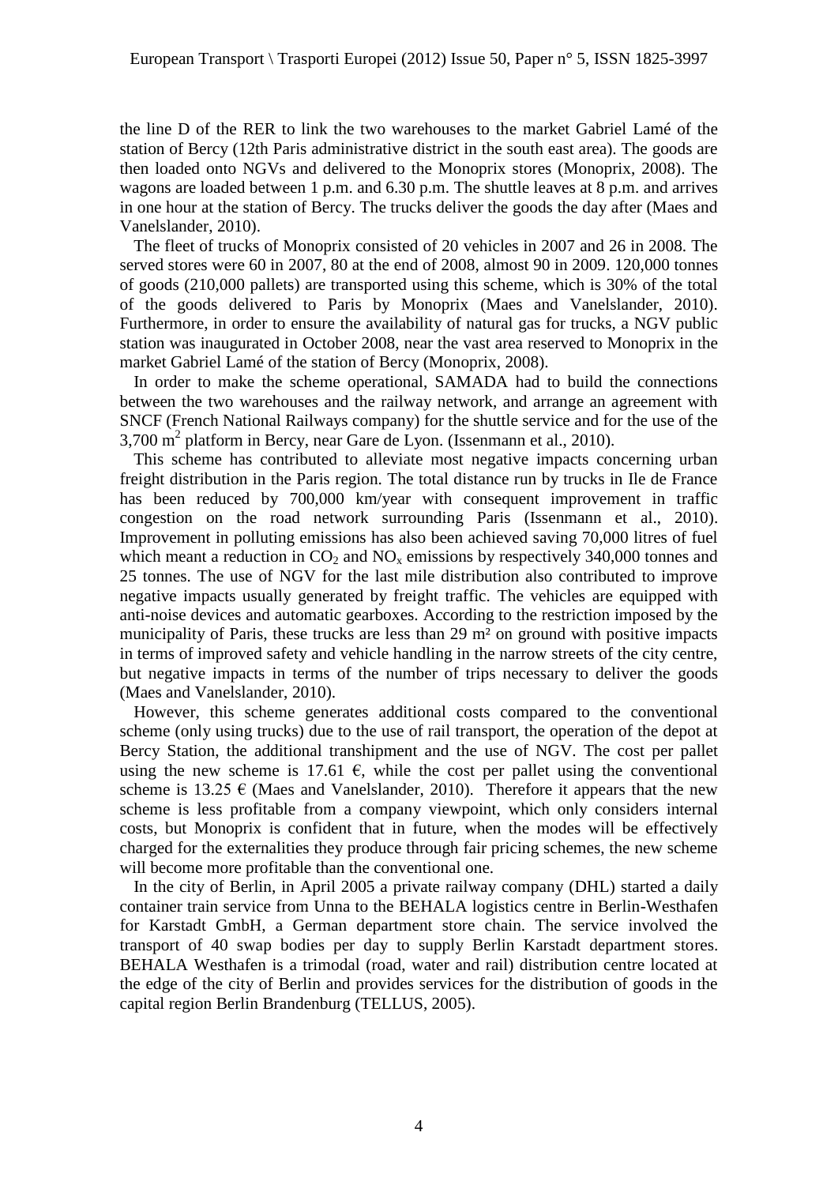the line D of the RER to link the two warehouses to the market Gabriel Lamé of the station of Bercy (12th Paris administrative district in the south east area). The goods are then loaded onto NGVs and delivered to the Monoprix stores (Monoprix, 2008). The wagons are loaded between 1 p.m. and 6.30 p.m. The shuttle leaves at 8 p.m. and arrives in one hour at the station of Bercy. The trucks deliver the goods the day after (Maes and Vanelslander, 2010).

The fleet of trucks of Monoprix consisted of 20 vehicles in 2007 and 26 in 2008. The served stores were 60 in 2007, 80 at the end of 2008, almost 90 in 2009. 120,000 tonnes of goods (210,000 pallets) are transported using this scheme, which is 30% of the total of the goods delivered to Paris by Monoprix (Maes and Vanelslander, 2010). Furthermore, in order to ensure the availability of natural gas for trucks, a NGV public station was inaugurated in October 2008, near the vast area reserved to Monoprix in the market Gabriel Lamé of the station of Bercy (Monoprix, 2008).

In order to make the scheme operational, SAMADA had to build the connections between the two warehouses and the railway network, and arrange an agreement with SNCF (French National Railways company) for the shuttle service and for the use of the 3,700 m$^2$ platform in Bercy, near Gare de Lyon. (Issenmann et al., 2010).

This scheme has contributed to alleviate most negative impacts concerning urban freight distribution in the Paris region. The total distance run by trucks in Ile de France has been reduced by 700,000 km/year with consequent improvement in traffic congestion on the road network surrounding Paris (Issenmann et al., 2010). Improvement in polluting emissions has also been achieved saving 70,000 litres of fuel which meant a reduction in $CO_2$ and $NO_x$ emissions by respectively 340,000 tonnes and 25 tonnes. The use of NGV for the last mile distribution also contributed to improve negative impacts usually generated by freight traffic. The vehicles are equipped with anti-noise devices and automatic gearboxes. According to the restriction imposed by the municipality of Paris, these trucks are less than 29 m² on ground with positive impacts in terms of improved safety and vehicle handling in the narrow streets of the city centre, but negative impacts in terms of the number of trips necessary to deliver the goods (Maes and Vanelslander, 2010).

However, this scheme generates additional costs compared to the conventional scheme (only using trucks) due to the use of rail transport, the operation of the depot at Bercy Station, the additional transhipment and the use of NGV. The cost per pallet using the new scheme is 17.61 €, while the cost per pallet using the conventional scheme is 13.25 € (Maes and Vanelslander, 2010). Therefore it appears that the new scheme is less profitable from a company viewpoint, which only considers internal costs, but Monoprix is confident that in future, when the modes will be effectively charged for the externalities they produce through fair pricing schemes, the new scheme will become more profitable than the conventional one.

In the city of Berlin, in April 2005 a private railway company (DHL) started a daily container train service from Unna to the BEHALA logistics centre in Berlin-Westhafen for Karstadt GmbH, a German department store chain. The service involved the transport of 40 swap bodies per day to supply Berlin Karstadt department stores. BEHALA Westhafen is a trimodal (road, water and rail) distribution centre located at the edge of the city of Berlin and provides services for the distribution of goods in the capital region Berlin Brandenburg (TELLUS, 2005).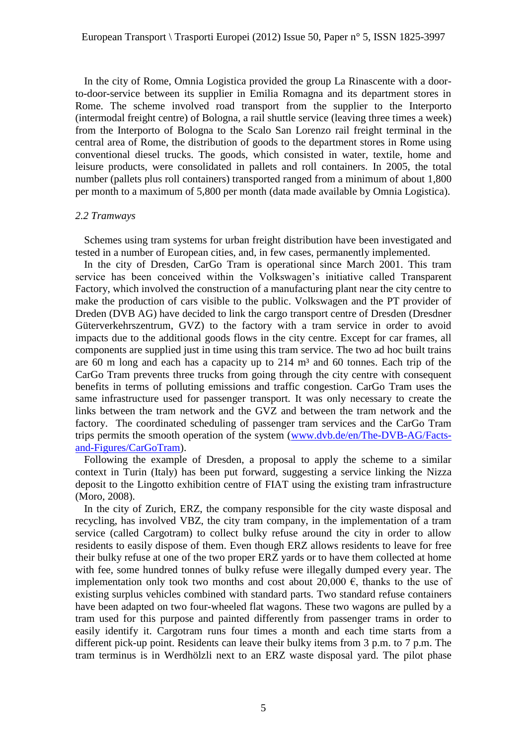In the city of Rome, Omnia Logistica provided the group La Rinascente with a door-to-door-service between its supplier in Emilia Romagna and its department stores in Rome. The scheme involved road transport from the supplier to the Interporto (intermodal freight centre) of Bologna, a rail shuttle service (leaving three times a week) from the Interporto of Bologna to the Scalo San Lorenzo rail freight terminal in the central area of Rome, the distribution of goods to the department stores in Rome using conventional diesel trucks. The goods, which consisted in water, textile, home and leisure products, were consolidated in pallets and roll containers. In 2005, the total number (pallets plus roll containers) transported ranged from a minimum of about 1,800 per month to a maximum of 5,800 per month (data made available by Omnia Logistica).

### *2.2 Tramways*

Schemes using tram systems for urban freight distribution have been investigated and tested in a number of European cities, and, in few cases, permanently implemented.

In the city of Dresden, CarGo Tram is operational since March 2001. This tram service has been conceived within the Volkswagen's initiative called Transparent Factory, which involved the construction of a manufacturing plant near the city centre to make the production of cars visible to the public. Volkswagen and the PT provider of Dreden (DVB AG) have decided to link the cargo transport centre of Dresden (Dresdner Güterverkehrszentrum, GVZ) to the factory with a tram service in order to avoid impacts due to the additional goods flows in the city centre. Except for car frames, all components are supplied just in time using this tram service. The two ad hoc built trains are 60 m long and each has a capacity up to 214 m³ and 60 tonnes. Each trip of the CarGo Tram prevents three trucks from going through the city centre with consequent benefits in terms of polluting emissions and traffic congestion. CarGo Tram uses the same infrastructure used for passenger transport. It was only necessary to create the links between the tram network and the GVZ and between the tram network and the factory. The coordinated scheduling of passenger tram services and the CarGo Tram trips permits the smooth operation of the system (www.dvb.de/en/The-DVB-AG/Facts-and-Figures/CarGoTram).

Following the example of Dresden, a proposal to apply the scheme to a similar context in Turin (Italy) has been put forward, suggesting a service linking the Nizza deposit to the Lingotto exhibition centre of FIAT using the existing tram infrastructure (Moro, 2008).

In the city of Zurich, ERZ, the company responsible for the city waste disposal and recycling, has involved VBZ, the city tram company, in the implementation of a tram service (called Cargotram) to collect bulky refuse around the city in order to allow residents to easily dispose of them. Even though ERZ allows residents to leave for free their bulky refuse at one of the two proper ERZ yards or to have them collected at home with fee, some hundred tonnes of bulky refuse were illegally dumped every year. The implementation only took two months and cost about 20,000 €, thanks to the use of existing surplus vehicles combined with standard parts. Two standard refuse containers have been adapted on two four-wheeled flat wagons. These two wagons are pulled by a tram used for this purpose and painted differently from passenger trams in order to easily identify it. Cargotram runs four times a month and each time starts from a different pick-up point. Residents can leave their bulky items from 3 p.m. to 7 p.m. The tram terminus is in Werdhölzli next to an ERZ waste disposal yard. The pilot phase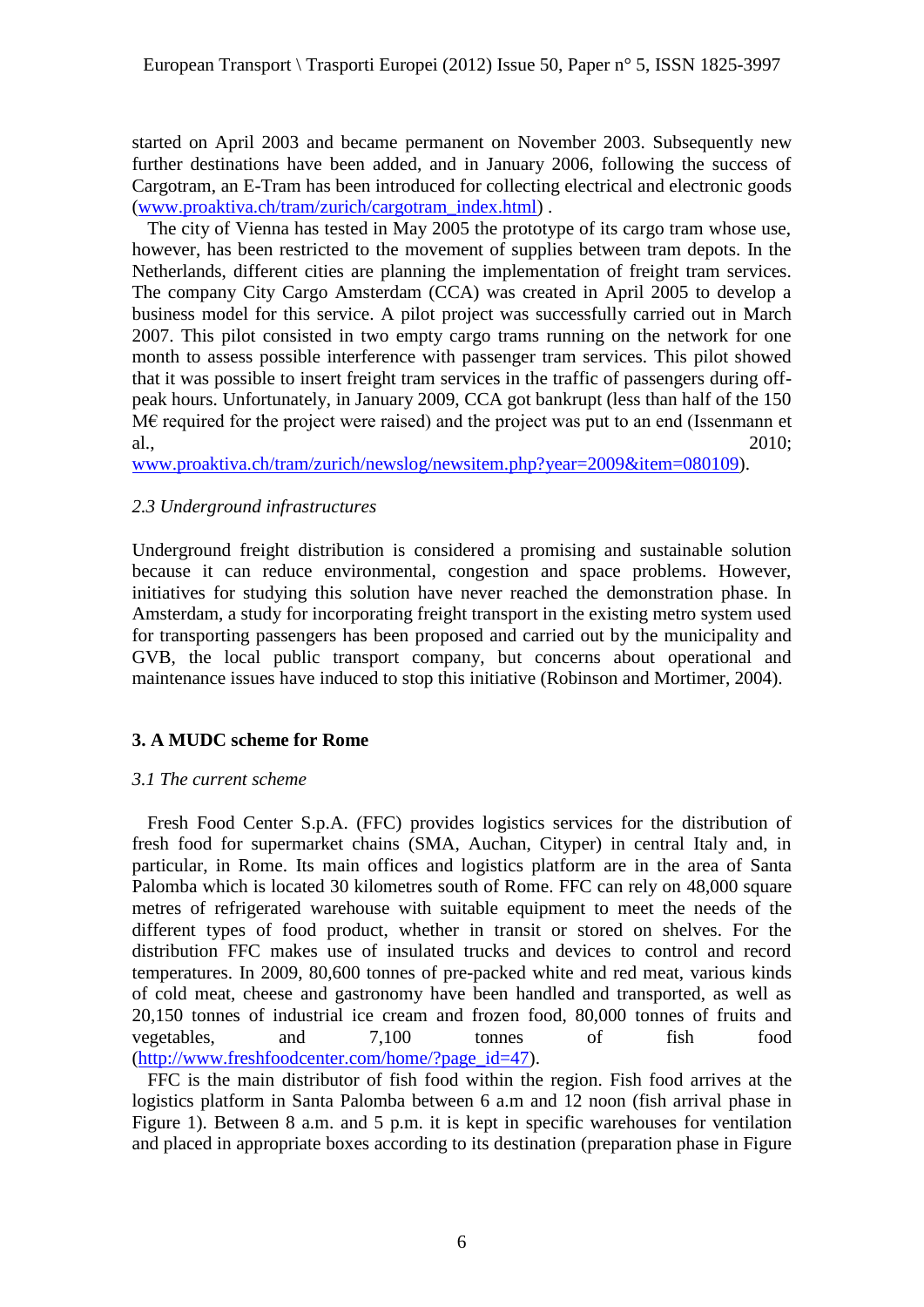started on April 2003 and became permanent on November 2003. Subsequently new further destinations have been added, and in January 2006, following the success of Cargotram, an E-Tram has been introduced for collecting electrical and electronic goods (www.proaktiva.ch/tram/zurich/cargotram_index.html) .

The city of Vienna has tested in May 2005 the prototype of its cargo tram whose use, however, has been restricted to the movement of supplies between tram depots. In the Netherlands, different cities are planning the implementation of freight tram services. The company City Cargo Amsterdam (CCA) was created in April 2005 to develop a business model for this service. A pilot project was successfully carried out in March 2007. This pilot consisted in two empty cargo trams running on the network for one month to assess possible interference with passenger tram services. This pilot showed that it was possible to insert freight tram services in the traffic of passengers during off-peak hours. Unfortunately, in January 2009, CCA got bankrupt (less than half of the 150 M€ required for the project were raised) and the project was put to an end (Issenmann et al., 2010; www.proaktiva.ch/tram/zurich/newslog/newsitem.php?year=2009&item=080109).

### *2.3 Underground infrastructures*

Underground freight distribution is considered a promising and sustainable solution because it can reduce environmental, congestion and space problems. However, initiatives for studying this solution have never reached the demonstration phase. In Amsterdam, a study for incorporating freight transport in the existing metro system used for transporting passengers has been proposed and carried out by the municipality and GVB, the local public transport company, but concerns about operational and maintenance issues have induced to stop this initiative (Robinson and Mortimer, 2004).

## 3. A MUDC scheme for Rome

### *3.1 The current scheme*

Fresh Food Center S.p.A. (FFC) provides logistics services for the distribution of fresh food for supermarket chains (SMA, Auchan, Cityper) in central Italy and, in particular, in Rome. Its main offices and logistics platform are in the area of Santa Palomba which is located 30 kilometres south of Rome. FFC can rely on 48,000 square metres of refrigerated warehouse with suitable equipment to meet the needs of the different types of food product, whether in transit or stored on shelves. For the distribution FFC makes use of insulated trucks and devices to control and record temperatures. In 2009, 80,600 tonnes of pre-packed white and red meat, various kinds of cold meat, cheese and gastronomy have been handled and transported, as well as 20,150 tonnes of industrial ice cream and frozen food, 80,000 tonnes of fruits and vegetables, and 7,100 tonnes of fish food (http://www.freshfoodcenter.com/home/?page_id=47).

FFC is the main distributor of fish food within the region. Fish food arrives at the logistics platform in Santa Palomba between 6 a.m and 12 noon (fish arrival phase in Figure 1). Between 8 a.m. and 5 p.m. it is kept in specific warehouses for ventilation and placed in appropriate boxes according to its destination (preparation phase in Figure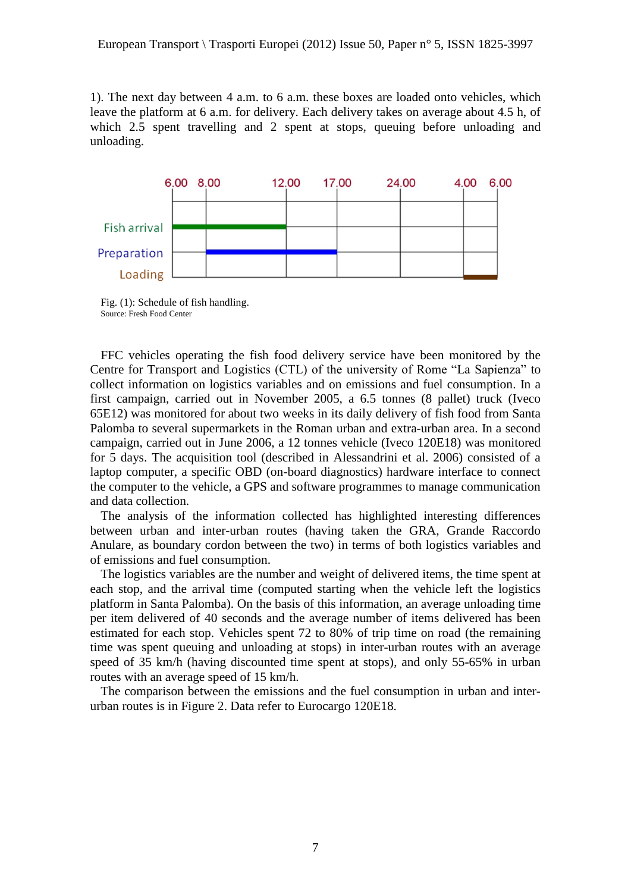1). The next day between 4 a.m. to 6 a.m. these boxes are loaded onto vehicles, which leave the platform at 6 a.m. for delivery. Each delivery takes on average about 4.5 h, of which 2.5 spent travelling and 2 spent at stops, queuing before unloading and unloading.

| | 6.00 | 8.00 | 12.00 | 17.00 | 24.00 | 4.00 | 6.00 |
|---|---|---|---|---|---|---|---|
| Fish arrival | | | | | | | |
| Preparation | | | | | | | |
| Loading | | | | | | | |

Fig. (1): Schedule of fish handling.
Source: Fresh Food Center

FFC vehicles operating the fish food delivery service have been monitored by the Centre for Transport and Logistics (CTL) of the university of Rome "La Sapienza" to collect information on logistics variables and on emissions and fuel consumption. In a first campaign, carried out in November 2005, a 6.5 tonnes (8 pallet) truck (Iveco 65E12) was monitored for about two weeks in its daily delivery of fish food from Santa Palomba to several supermarkets in the Roman urban and extra-urban area. In a second campaign, carried out in June 2006, a 12 tonnes vehicle (Iveco 120E18) was monitored for 5 days. The acquisition tool (described in Alessandrini et al. 2006) consisted of a laptop computer, a specific OBD (on-board diagnostics) hardware interface to connect the computer to the vehicle, a GPS and software programmes to manage communication and data collection.

The analysis of the information collected has highlighted interesting differences between urban and inter-urban routes (having taken the GRA, Grande Raccordo Anulare, as boundary cordon between the two) in terms of both logistics variables and of emissions and fuel consumption.

The logistics variables are the number and weight of delivered items, the time spent at each stop, and the arrival time (computed starting when the vehicle left the logistics platform in Santa Palomba). On the basis of this information, an average unloading time per item delivered of 40 seconds and the average number of items delivered has been estimated for each stop. Vehicles spent 72 to 80% of trip time on road (the remaining time was spent queuing and unloading at stops) in inter-urban routes with an average speed of 35 km/h (having discounted time spent at stops), and only 55-65% in urban routes with an average speed of 15 km/h.

The comparison between the emissions and the fuel consumption in urban and inter-urban routes is in Figure 2. Data refer to Eurocargo 120E18.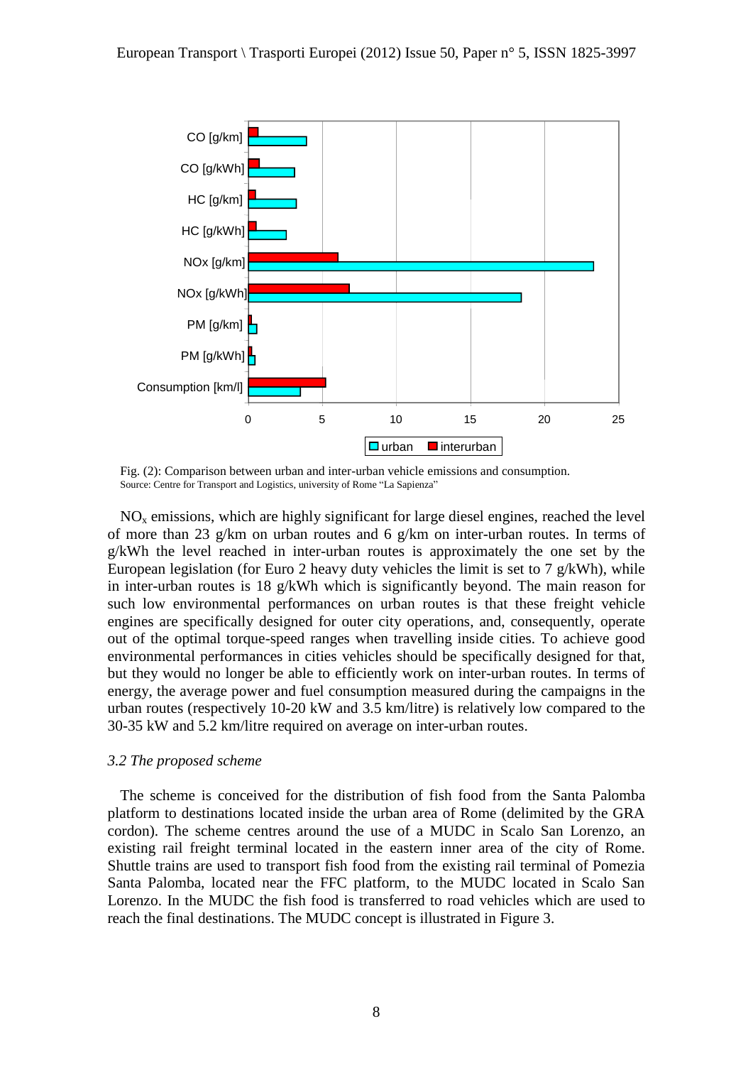Fig. (2): Comparison between urban and inter-urban vehicle emissions and consumption.
Source: Centre for Transport and Logistics, university of Rome "La Sapienza"

$NO_x$ emissions, which are highly significant for large diesel engines, reached the level of more than 23 g/km on urban routes and 6 g/km on inter-urban routes. In terms of g/kWh the level reached in inter-urban routes is approximately the one set by the European legislation (for Euro 2 heavy duty vehicles the limit is set to 7 g/kWh), while in inter-urban routes is 18 g/kWh which is significantly beyond. The main reason for such low environmental performances on urban routes is that these freight vehicle engines are specifically designed for outer city operations, and, consequently, operate out of the optimal torque-speed ranges when travelling inside cities. To achieve good environmental performances in cities vehicles should be specifically designed for that, but they would no longer be able to efficiently work on inter-urban routes. In terms of energy, the average power and fuel consumption measured during the campaigns in the urban routes (respectively 10-20 kW and 3.5 km/litre) is relatively low compared to the 30-35 kW and 5.2 km/litre required on average on inter-urban routes.

### *3.2 The proposed scheme*

The scheme is conceived for the distribution of fish food from the Santa Palomba platform to destinations located inside the urban area of Rome (delimited by the GRA cordon). The scheme centres around the use of a MUDC in Scalo San Lorenzo, an existing rail freight terminal located in the eastern inner area of the city of Rome. Shuttle trains are used to transport fish food from the existing rail terminal of Pomezia Santa Palomba, located near the FFC platform, to the MUDC located in Scalo San Lorenzo. In the MUDC the fish food is transferred to road vehicles which are used to reach the final destinations. The MUDC concept is illustrated in Figure 3.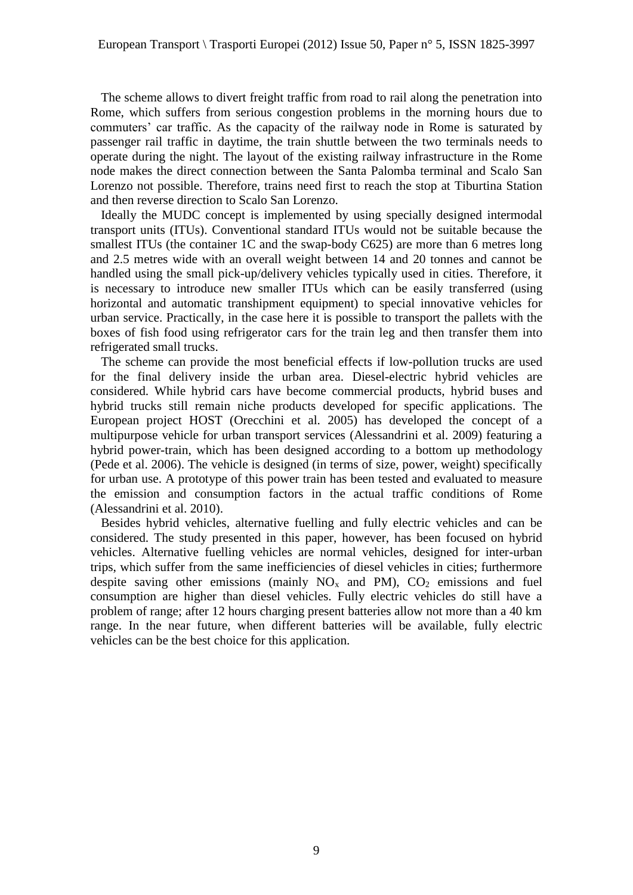The scheme allows to divert freight traffic from road to rail along the penetration into Rome, which suffers from serious congestion problems in the morning hours due to commuters' car traffic. As the capacity of the railway node in Rome is saturated by passenger rail traffic in daytime, the train shuttle between the two terminals needs to operate during the night. The layout of the existing railway infrastructure in the Rome node makes the direct connection between the Santa Palomba terminal and Scalo San Lorenzo not possible. Therefore, trains need first to reach the stop at Tiburtina Station and then reverse direction to Scalo San Lorenzo.

Ideally the MUDC concept is implemented by using specially designed intermodal transport units (ITUs). Conventional standard ITUs would not be suitable because the smallest ITUs (the container 1C and the swap-body C625) are more than 6 metres long and 2.5 metres wide with an overall weight between 14 and 20 tonnes and cannot be handled using the small pick-up/delivery vehicles typically used in cities. Therefore, it is necessary to introduce new smaller ITUs which can be easily transferred (using horizontal and automatic transhipment equipment) to special innovative vehicles for urban service. Practically, in the case here it is possible to transport the pallets with the boxes of fish food using refrigerator cars for the train leg and then transfer them into refrigerated small trucks.

The scheme can provide the most beneficial effects if low-pollution trucks are used for the final delivery inside the urban area. Diesel-electric hybrid vehicles are considered. While hybrid cars have become commercial products, hybrid buses and hybrid trucks still remain niche products developed for specific applications. The European project HOST (Orecchini et al. 2005) has developed the concept of a multipurpose vehicle for urban transport services (Alessandrini et al. 2009) featuring a hybrid power-train, which has been designed according to a bottom up methodology (Pede et al. 2006). The vehicle is designed (in terms of size, power, weight) specifically for urban use. A prototype of this power train has been tested and evaluated to measure the emission and consumption factors in the actual traffic conditions of Rome (Alessandrini et al. 2010).

Besides hybrid vehicles, alternative fuelling and fully electric vehicles and can be considered. The study presented in this paper, however, has been focused on hybrid vehicles. Alternative fuelling vehicles are normal vehicles, designed for inter-urban trips, which suffer from the same inefficiencies of diesel vehicles in cities; furthermore despite saving other emissions (mainly $NO_x$ and PM), $CO_2$ emissions and fuel consumption are higher than diesel vehicles. Fully electric vehicles do still have a problem of range; after 12 hours charging present batteries allow not more than a 40 km range. In the near future, when different batteries will be available, fully electric vehicles can be the best choice for this application.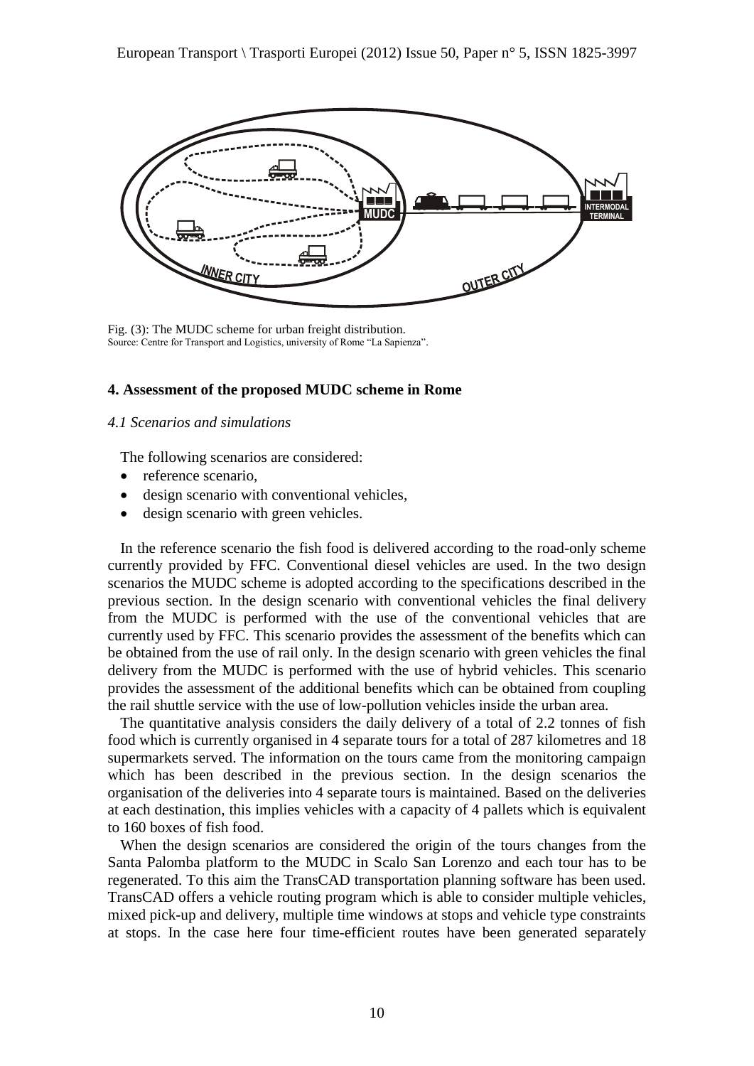Fig. (3): The MUDC scheme for urban freight distribution.
Source: Centre for Transport and Logistics, university of Rome "La Sapienza".

## 4. Assessment of the proposed MUDC scheme in Rome

### *4.1 Scenarios and simulations*

The following scenarios are considered:

- reference scenario,
- design scenario with conventional vehicles,
- design scenario with green vehicles.

In the reference scenario the fish food is delivered according to the road-only scheme currently provided by FFC. Conventional diesel vehicles are used. In the two design scenarios the MUDC scheme is adopted according to the specifications described in the previous section. In the design scenario with conventional vehicles the final delivery from the MUDC is performed with the use of the conventional vehicles that are currently used by FFC. This scenario provides the assessment of the benefits which can be obtained from the use of rail only. In the design scenario with green vehicles the final delivery from the MUDC is performed with the use of hybrid vehicles. This scenario provides the assessment of the additional benefits which can be obtained from coupling the rail shuttle service with the use of low-pollution vehicles inside the urban area.

The quantitative analysis considers the daily delivery of a total of 2.2 tonnes of fish food which is currently organised in 4 separate tours for a total of 287 kilometres and 18 supermarkets served. The information on the tours came from the monitoring campaign which has been described in the previous section. In the design scenarios the organisation of the deliveries into 4 separate tours is maintained. Based on the deliveries at each destination, this implies vehicles with a capacity of 4 pallets which is equivalent to 160 boxes of fish food.

When the design scenarios are considered the origin of the tours changes from the Santa Palomba platform to the MUDC in Scalo San Lorenzo and each tour has to be regenerated. To this aim the TransCAD transportation planning software has been used. TransCAD offers a vehicle routing program which is able to consider multiple vehicles, mixed pick-up and delivery, multiple time windows at stops and vehicle type constraints at stops. In the case here four time-efficient routes have been generated separately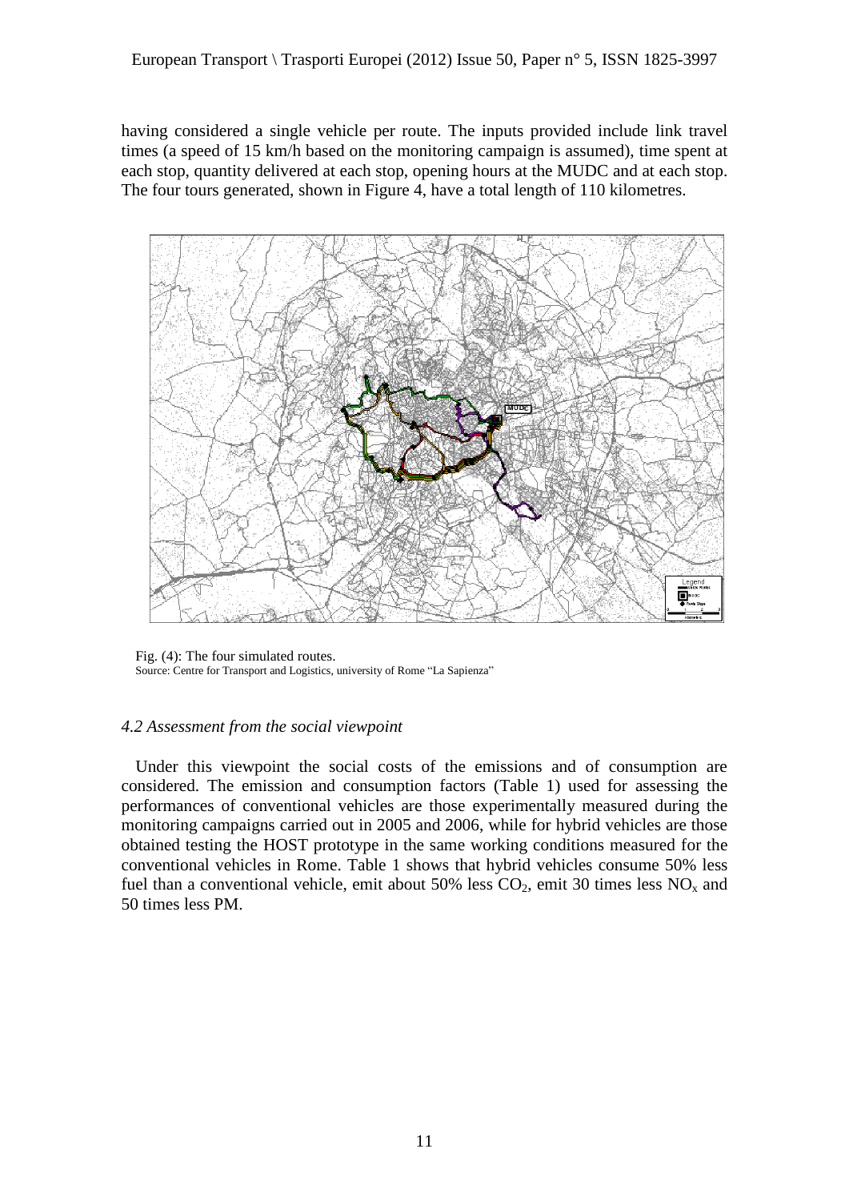having considered a single vehicle per route. The inputs provided include link travel times (a speed of 15 km/h based on the monitoring campaign is assumed), time spent at each stop, quantity delivered at each stop, opening hours at the MUDC and at each stop. The four tours generated, shown in Figure 4, have a total length of 110 kilometres.

Fig. (4): The four simulated routes.
Source: Centre for Transport and Logistics, university of Rome "La Sapienza"

### *4.2 Assessment from the social viewpoint*

Under this viewpoint the social costs of the emissions and of consumption are considered. The emission and consumption factors (Table 1) used for assessing the performances of conventional vehicles are those experimentally measured during the monitoring campaigns carried out in 2005 and 2006, while for hybrid vehicles are those obtained testing the HOST prototype in the same working conditions measured for the conventional vehicles in Rome. Table 1 shows that hybrid vehicles consume 50% less fuel than a conventional vehicle, emit about 50% less $CO_2$, emit 30 times less $NO_x$ and 50 times less PM.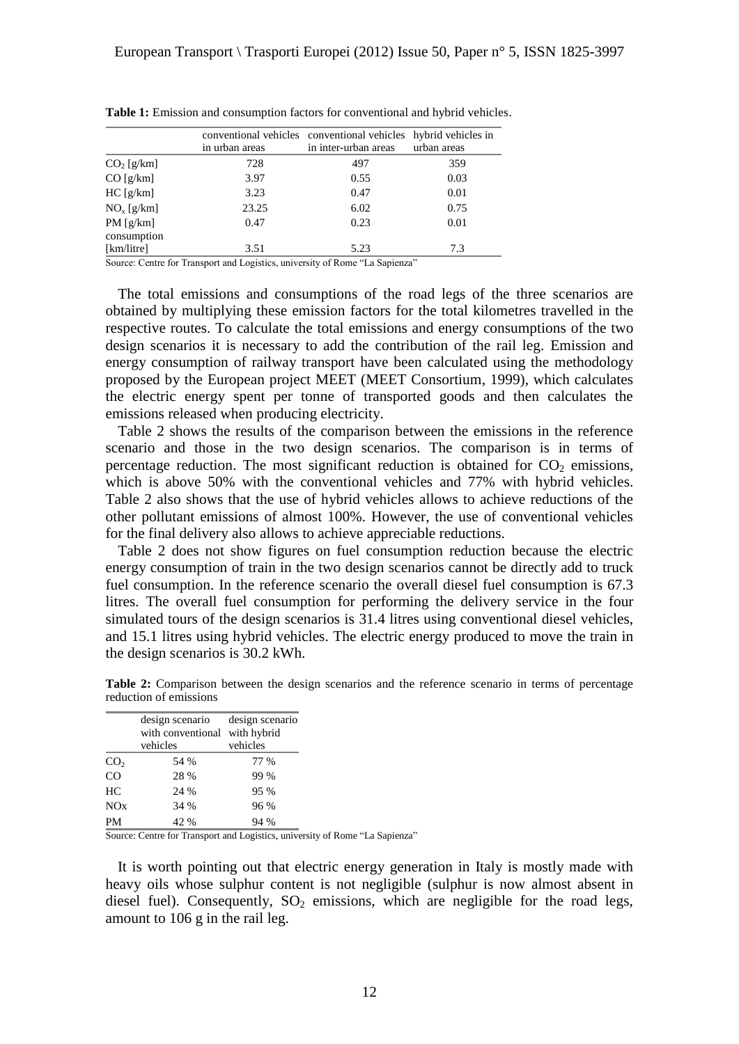**Table 1:** Emission and consumption factors for conventional and hybrid vehicles.

| | conventional vehicles in urban areas | conventional vehicles in inter-urban areas | hybrid vehicles in urban areas |
|---|---|---|---|
| $CO_2$ [g/km] | 728 | 497 | 359 |
| CO [g/km] | 3.97 | 0.55 | 0.03 |
| HC [g/km] | 3.23 | 0.47 | 0.01 |
| $NO_x$ [g/km] | 23.25 | 6.02 | 0.75 |
| PM [g/km] | 0.47 | 0.23 | 0.01 |
| consumption [km/litre] | 3.51 | 5.23 | 7.3 |

Source: Centre for Transport and Logistics, university of Rome "La Sapienza"

The total emissions and consumptions of the road legs of the three scenarios are obtained by multiplying these emission factors for the total kilometres travelled in the respective routes. To calculate the total emissions and energy consumptions of the two design scenarios it is necessary to add the contribution of the rail leg. Emission and energy consumption of railway transport have been calculated using the methodology proposed by the European project MEET (MEET Consortium, 1999), which calculates the electric energy spent per tonne of transported goods and then calculates the emissions released when producing electricity.

Table 2 shows the results of the comparison between the emissions in the reference scenario and those in the two design scenarios. The comparison is in terms of percentage reduction. The most significant reduction is obtained for $CO_2$ emissions, which is above 50% with the conventional vehicles and 77% with hybrid vehicles. Table 2 also shows that the use of hybrid vehicles allows to achieve reductions of the other pollutant emissions of almost 100%. However, the use of conventional vehicles for the final delivery also allows to achieve appreciable reductions.

Table 2 does not show figures on fuel consumption reduction because the electric energy consumption of train in the two design scenarios cannot be directly add to truck fuel consumption. In the reference scenario the overall diesel fuel consumption is 67.3 litres. The overall fuel consumption for performing the delivery service in the four simulated tours of the design scenarios is 31.4 litres using conventional diesel vehicles, and 15.1 litres using hybrid vehicles. The electric energy produced to move the train in the design scenarios is 30.2 kWh.

**Table 2:** Comparison between the design scenarios and the reference scenario in terms of percentage reduction of emissions

| | design scenario with conventional vehicles | design scenario with hybrid vehicles |
|---|---|---|
| $CO_2$ | 54 % | 77 % |
| CO | 28 % | 99 % |
| HC | 24 % | 95 % |
| NOx | 34 % | 96 % |
| PM | 42 % | 94 % |

Source: Centre for Transport and Logistics, university of Rome "La Sapienza"

It is worth pointing out that electric energy generation in Italy is mostly made with heavy oils whose sulphur content is not negligible (sulphur is now almost absent in diesel fuel). Consequently, $SO_2$ emissions, which are negligible for the road legs, amount to 106 g in the rail leg.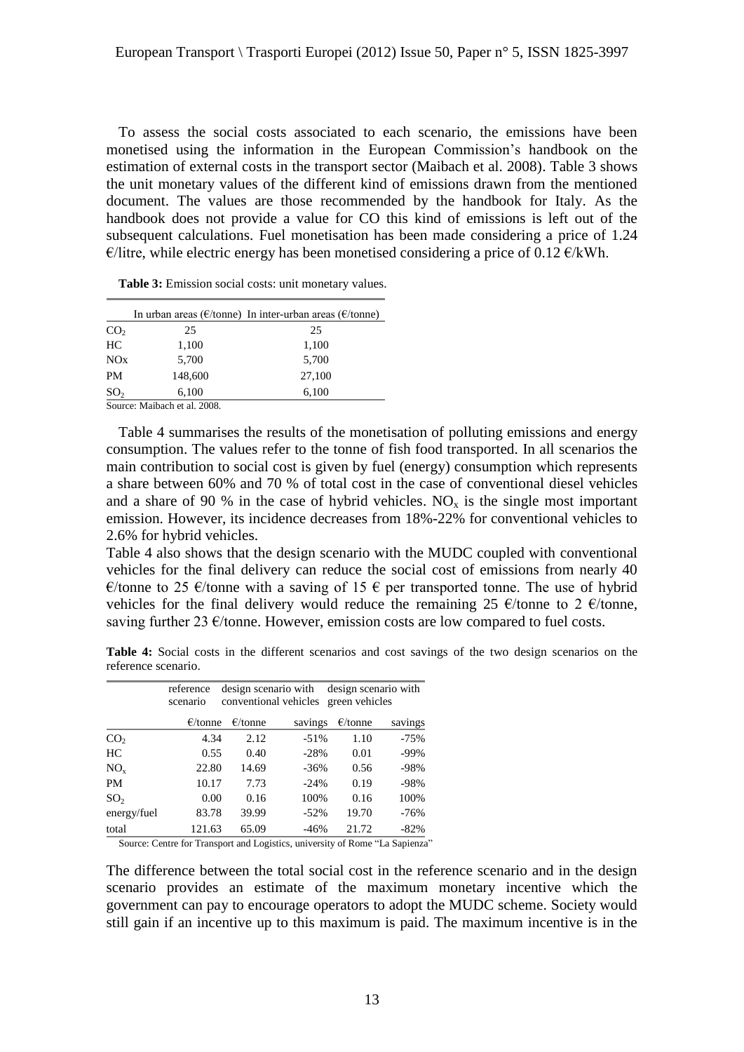To assess the social costs associated to each scenario, the emissions have been monetised using the information in the European Commission's handbook on the estimation of external costs in the transport sector (Maibach et al. 2008). Table 3 shows the unit monetary values of the different kind of emissions drawn from the mentioned document. The values are those recommended by the handbook for Italy. As the handbook does not provide a value for CO this kind of emissions is left out of the subsequent calculations. Fuel monetisation has been made considering a price of 1.24 €/litre, while electric energy has been monetised considering a price of 0.12 €/kWh.

**Table 3:** Emission social costs: unit monetary values.

| | In urban areas (€/tonne) | In inter-urban areas (€/tonne) |
|---|---|---|
| $CO_2$ | 25 | 25 |
| HC | 1,100 | 1,100 |
| NOx | 5,700 | 5,700 |
| PM | 148,600 | 27,100 |
| $SO_2$ | 6,100 | 6,100 |

Source: Maibach et al. 2008.

Table 4 summarises the results of the monetisation of polluting emissions and energy consumption. The values refer to the tonne of fish food transported. In all scenarios the main contribution to social cost is given by fuel (energy) consumption which represents a share between 60% and 70 % of total cost in the case of conventional diesel vehicles and a share of 90 % in the case of hybrid vehicles. $NO_x$ is the single most important emission. However, its incidence decreases from 18%-22% for conventional vehicles to 2.6% for hybrid vehicles.

Table 4 also shows that the design scenario with the MUDC coupled with conventional vehicles for the final delivery can reduce the social cost of emissions from nearly 40 €/tonne to 25 €/tonne with a saving of 15 € per transported tonne. The use of hybrid vehicles for the final delivery would reduce the remaining 25 €/tonne to 2 €/tonne, saving further 23 €/tonne. However, emission costs are low compared to fuel costs.

**Table 4:** Social costs in the different scenarios and cost savings of the two design scenarios on the reference scenario.

| | reference scenario | design scenario with conventional vehicles | | design scenario with green vehicles | |
|---|---|---|---|---|---|
| | €/tonne | €/tonne | savings | €/tonne | savings |
| $CO_2$ | 4.34 | 2.12 | -51% | 1.10 | -75% |
| HC | 0.55 | 0.40 | -28% | 0.01 | -99% |
| $NO_x$ | 22.80 | 14.69 | -36% | 0.56 | -98% |
| PM | 10.17 | 7.73 | -24% | 0.19 | -98% |
| $SO_2$ | 0.00 | 0.16 | 100% | 0.16 | 100% |
| energy/fuel | 83.78 | 39.99 | -52% | 19.70 | -76% |
| total | 121.63 | 65.09 | -46% | 21.72 | -82% |

Source: Centre for Transport and Logistics, university of Rome "La Sapienza"

The difference between the total social cost in the reference scenario and in the design scenario provides an estimate of the maximum monetary incentive which the government can pay to encourage operators to adopt the MUDC scheme. Society would still gain if an incentive up to this maximum is paid. The maximum incentive is in the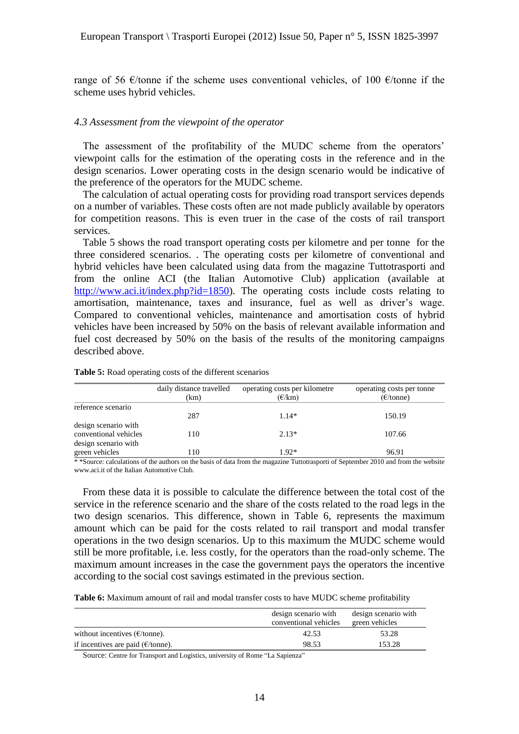range of 56 €/tonne if the scheme uses conventional vehicles, of 100 €/tonne if the scheme uses hybrid vehicles.

### *4.3 Assessment from the viewpoint of the operator*

The assessment of the profitability of the MUDC scheme from the operators' viewpoint calls for the estimation of the operating costs in the reference and in the design scenarios. Lower operating costs in the design scenario would be indicative of the preference of the operators for the MUDC scheme.

The calculation of actual operating costs for providing road transport services depends on a number of variables. These costs often are not made publicly available by operators for competition reasons. This is even truer in the case of the costs of rail transport services.

Table 5 shows the road transport operating costs per kilometre and per tonne for the three considered scenarios. . The operating costs per kilometre of conventional and hybrid vehicles have been calculated using data from the magazine Tuttotrasporti and from the online ACI (the Italian Automotive Club) application (available at http://www.aci.it/index.php?id=1850). The operating costs include costs relating to amortisation, maintenance, taxes and insurance, fuel as well as driver's wage. Compared to conventional vehicles, maintenance and amortisation costs of hybrid vehicles have been increased by 50% on the basis of relevant available information and fuel cost decreased by 50% on the basis of the results of the monitoring campaigns described above.

**Table 5:** Road operating costs of the different scenarios

| | daily distance travelled (km) | operating costs per kilometre (€/km) | operating costs per tonne (€/tonne) |
|---|---|---|---|
| reference scenario | 287 | 1.14* | 150.19 |
| design scenario with conventional vehicles | 110 | 2.13* | 107.66 |
| design scenario with green vehicles | 110 | 1.92* | 96.91 |

\* *Source: calculations of the authors on the basis of data from the magazine Tuttotrasporti of September 2010 and from the website www.aci.it of the Italian Automotive Club.

From these data it is possible to calculate the difference between the total cost of the service in the reference scenario and the share of the costs related to the road legs in the two design scenarios. This difference, shown in Table 6, represents the maximum amount which can be paid for the costs related to rail transport and modal transfer operations in the two design scenarios. Up to this maximum the MUDC scheme would still be more profitable, i.e. less costly, for the operators than the road-only scheme. The maximum amount increases in the case the government pays the operators the incentive according to the social cost savings estimated in the previous section.

**Table 6:** Maximum amount of rail and modal transfer costs to have MUDC scheme profitability

| | design scenario with conventional vehicles | design scenario with green vehicles |
|---|---|---|
| without incentives (€/tonne). | 42.53 | 53.28 |
| if incentives are paid (€/tonne). | 98.53 | 153.28 |

Source: Centre for Transport and Logistics, university of Rome "La Sapienza"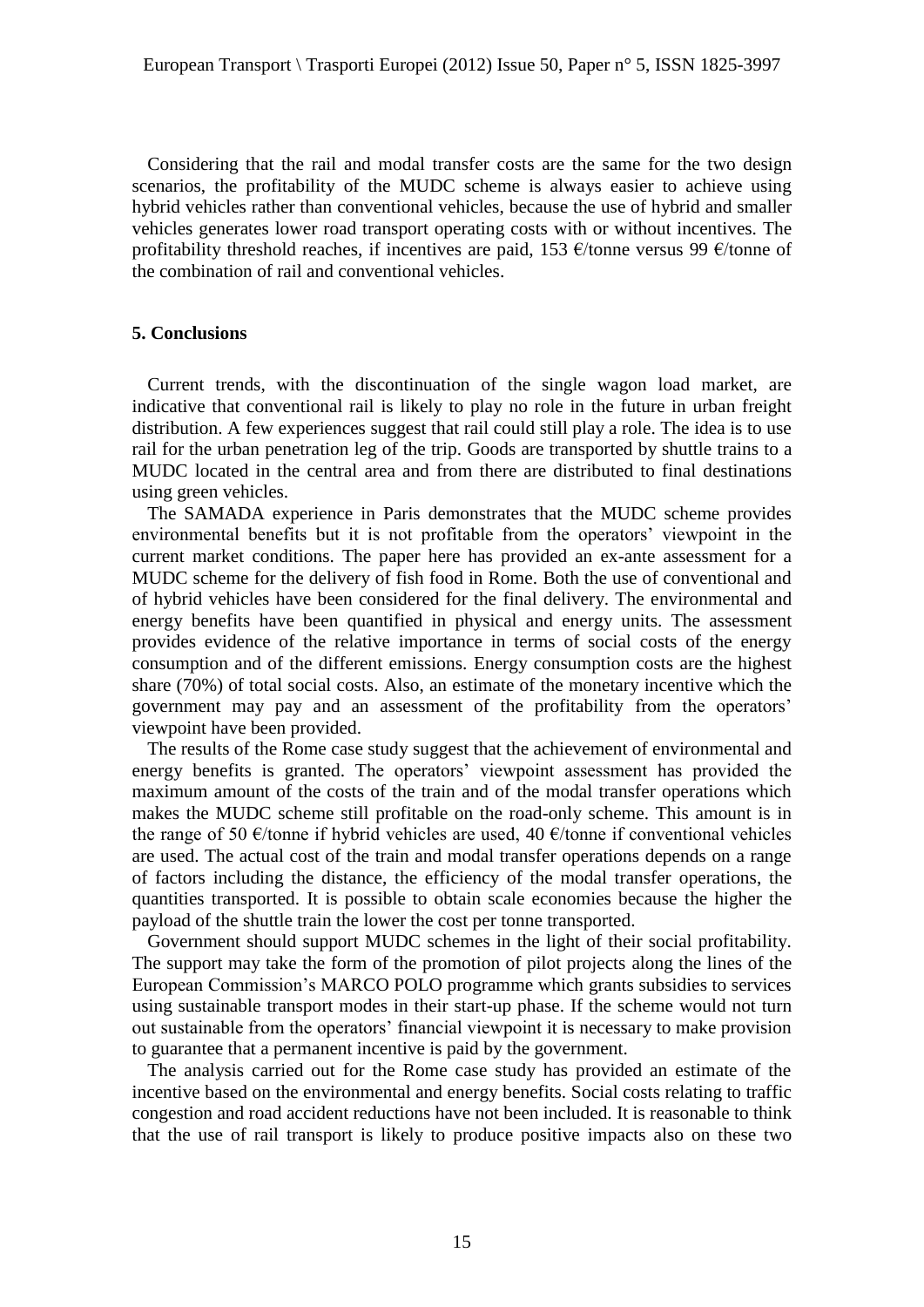Considering that the rail and modal transfer costs are the same for the two design scenarios, the profitability of the MUDC scheme is always easier to achieve using hybrid vehicles rather than conventional vehicles, because the use of hybrid and smaller vehicles generates lower road transport operating costs with or without incentives. The profitability threshold reaches, if incentives are paid, 153 €/tonne versus 99 €/tonne of the combination of rail and conventional vehicles.

## 5. Conclusions

Current trends, with the discontinuation of the single wagon load market, are indicative that conventional rail is likely to play no role in the future in urban freight distribution. A few experiences suggest that rail could still play a role. The idea is to use rail for the urban penetration leg of the trip. Goods are transported by shuttle trains to a MUDC located in the central area and from there are distributed to final destinations using green vehicles.

The SAMADA experience in Paris demonstrates that the MUDC scheme provides environmental benefits but it is not profitable from the operators' viewpoint in the current market conditions. The paper here has provided an ex-ante assessment for a MUDC scheme for the delivery of fish food in Rome. Both the use of conventional and of hybrid vehicles have been considered for the final delivery. The environmental and energy benefits have been quantified in physical and energy units. The assessment provides evidence of the relative importance in terms of social costs of the energy consumption and of the different emissions. Energy consumption costs are the highest share (70%) of total social costs. Also, an estimate of the monetary incentive which the government may pay and an assessment of the profitability from the operators' viewpoint have been provided.

The results of the Rome case study suggest that the achievement of environmental and energy benefits is granted. The operators' viewpoint assessment has provided the maximum amount of the costs of the train and of the modal transfer operations which makes the MUDC scheme still profitable on the road-only scheme. This amount is in the range of 50 €/tonne if hybrid vehicles are used, 40 €/tonne if conventional vehicles are used. The actual cost of the train and modal transfer operations depends on a range of factors including the distance, the efficiency of the modal transfer operations, the quantities transported. It is possible to obtain scale economies because the higher the payload of the shuttle train the lower the cost per tonne transported.

Government should support MUDC schemes in the light of their social profitability. The support may take the form of the promotion of pilot projects along the lines of the European Commission's MARCO POLO programme which grants subsidies to services using sustainable transport modes in their start-up phase. If the scheme would not turn out sustainable from the operators' financial viewpoint it is necessary to make provision to guarantee that a permanent incentive is paid by the government.

The analysis carried out for the Rome case study has provided an estimate of the incentive based on the environmental and energy benefits. Social costs relating to traffic congestion and road accident reductions have not been included. It is reasonable to think that the use of rail transport is likely to produce positive impacts also on these two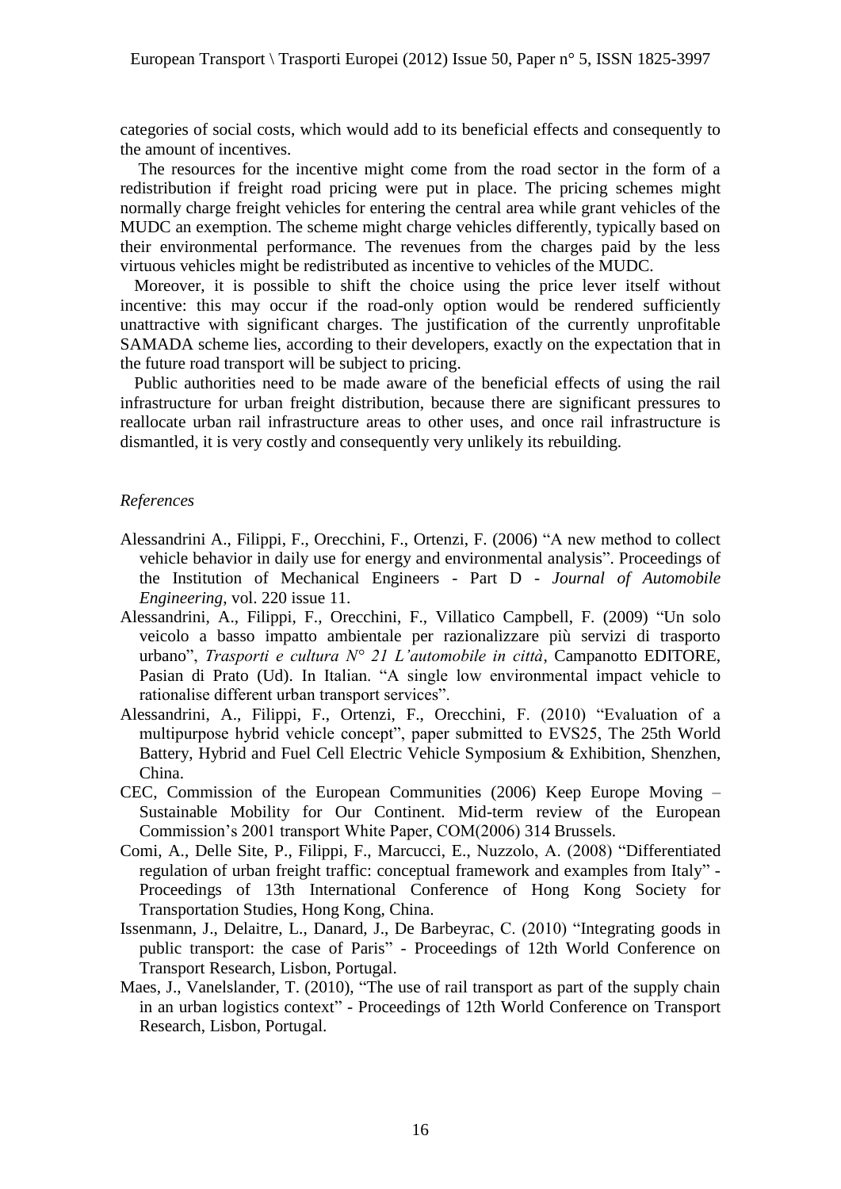categories of social costs, which would add to its beneficial effects and consequently to the amount of incentives.

The resources for the incentive might come from the road sector in the form of a redistribution if freight road pricing were put in place. The pricing schemes might normally charge freight vehicles for entering the central area while grant vehicles of the MUDC an exemption. The scheme might charge vehicles differently, typically based on their environmental performance. The revenues from the charges paid by the less virtuous vehicles might be redistributed as incentive to vehicles of the MUDC.

Moreover, it is possible to shift the choice using the price lever itself without incentive: this may occur if the road-only option would be rendered sufficiently unattractive with significant charges. The justification of the currently unprofitable SAMADA scheme lies, according to their developers, exactly on the expectation that in the future road transport will be subject to pricing.

Public authorities need to be made aware of the beneficial effects of using the rail infrastructure for urban freight distribution, because there are significant pressures to reallocate urban rail infrastructure areas to other uses, and once rail infrastructure is dismantled, it is very costly and consequently very unlikely its rebuilding.

*References*

Alessandrini A., Filippi, F., Orecchini, F., Ortenzi, F. (2006) "A new method to collect vehicle behavior in daily use for energy and environmental analysis". Proceedings of the Institution of Mechanical Engineers - Part D - *Journal of Automobile Engineering*, vol. 220 issue 11.

Alessandrini, A., Filippi, F., Orecchini, F., Villatico Campbell, F. (2009) "Un solo veicolo a basso impatto ambientale per razionalizzare più servizi di trasporto urbano", *Trasporti e cultura N° 21 L'automobile in città*, Campanotto EDITORE, Pasian di Prato (Ud). In Italian. "A single low environmental impact vehicle to rationalise different urban transport services".

Alessandrini, A., Filippi, F., Ortenzi, F., Orecchini, F. (2010) "Evaluation of a multipurpose hybrid vehicle concept", paper submitted to EVS25, The 25th World Battery, Hybrid and Fuel Cell Electric Vehicle Symposium & Exhibition, Shenzhen, China.

CEC, Commission of the European Communities (2006) Keep Europe Moving – Sustainable Mobility for Our Continent. Mid-term review of the European Commission's 2001 transport White Paper, COM(2006) 314 Brussels.

Comi, A., Delle Site, P., Filippi, F., Marcucci, E., Nuzzolo, A. (2008) "Differentiated regulation of urban freight traffic: conceptual framework and examples from Italy" - Proceedings of 13th International Conference of Hong Kong Society for Transportation Studies, Hong Kong, China.

Issenmann, J., Delaitre, L., Danard, J., De Barbeyrac, C. (2010) "Integrating goods in public transport: the case of Paris" - Proceedings of 12th World Conference on Transport Research, Lisbon, Portugal.

Maes, J., Vanelslander, T. (2010), "The use of rail transport as part of the supply chain in an urban logistics context" - Proceedings of 12th World Conference on Transport Research, Lisbon, Portugal.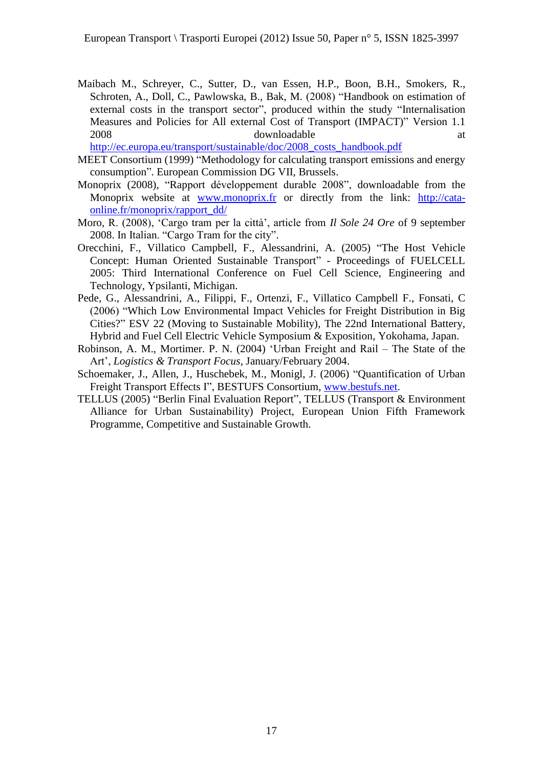Maibach M., Schreyer, C., Sutter, D., van Essen, H.P., Boon, B.H., Smokers, R., Schroten, A., Doll, C., Pawlowska, B., Bak, M. (2008) "Handbook on estimation of external costs in the transport sector", produced within the study "Internalisation Measures and Policies for All external Cost of Transport (IMPACT)" Version 1.1 2008 downloadable at http://ec.europa.eu/transport/sustainable/doc/2008_costs_handbook.pdf

MEET Consortium (1999) "Methodology for calculating transport emissions and energy consumption". European Commission DG VII, Brussels.

Monoprix (2008), "Rapport développement durable 2008", downloadable from the Monoprix website at www.monoprix.fr or directly from the link: http://cata-online.fr/monoprix/rapport_dd/

Moro, R. (2008), 'Cargo tram per la città', article from *Il Sole 24 Ore* of 9 september 2008. In Italian. "Cargo Tram for the city".

Orecchini, F., Villatico Campbell, F., Alessandrini, A. (2005) "The Host Vehicle Concept: Human Oriented Sustainable Transport" - Proceedings of FUELCELL 2005: Third International Conference on Fuel Cell Science, Engineering and Technology, Ypsilanti, Michigan.

Pede, G., Alessandrini, A., Filippi, F., Ortenzi, F., Villatico Campbell F., Fonsati, C (2006) "Which Low Environmental Impact Vehicles for Freight Distribution in Big Cities?" ESV 22 (Moving to Sustainable Mobility), The 22nd International Battery, Hybrid and Fuel Cell Electric Vehicle Symposium & Exposition, Yokohama, Japan.

Robinson, A. M., Mortimer. P. N. (2004) 'Urban Freight and Rail – The State of the Art', *Logistics & Transport Focus*, January/February 2004.

Schoemaker, J., Allen, J., Huschebek, M., Monigl, J. (2006) "Quantification of Urban Freight Transport Effects I", BESTUFS Consortium, www.bestufs.net.

TELLUS (2005) "Berlin Final Evaluation Report", TELLUS (Transport & Environment Alliance for Urban Sustainability) Project, European Union Fifth Framework Programme, Competitive and Sustainable Growth.